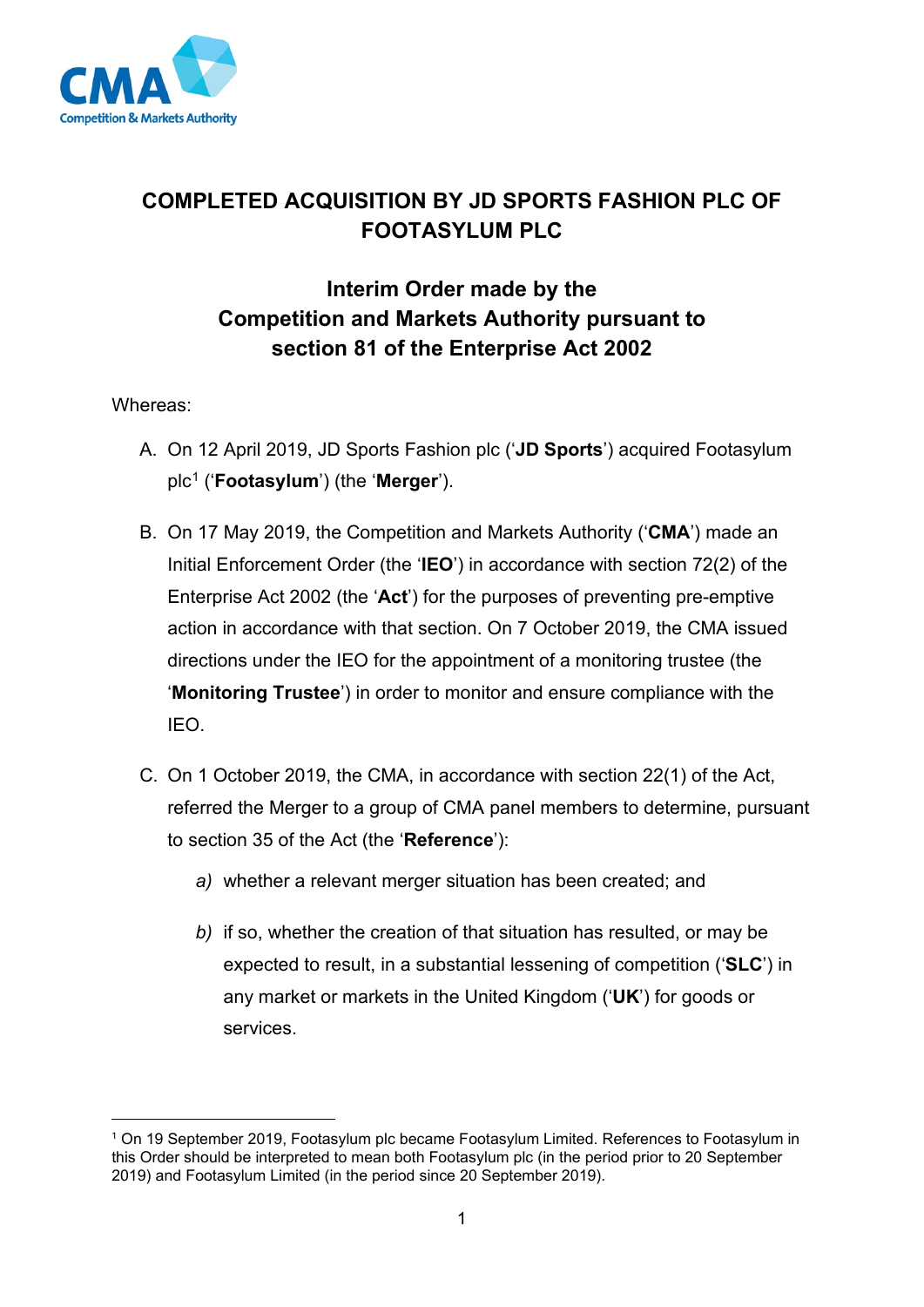# COMPLETED ACQUISITION BY JD SPORTS FASHION PLC OF FOOTASYLUM PLC

## Interim Order made by the Competition and Markets Authority pursuant to section 81 of the Enterprise Act 2002

Whereas:

A. On 12 April 2019, JD Sports Fashion plc ('**JD Sports**') acquired Footasylum plc[1] ('**Footasylum**') (the '**Merger**').

B. On 17 May 2019, the Competition and Markets Authority ('**CMA**') made an Initial Enforcement Order (the '**IEO**') in accordance with section 72(2) of the Enterprise Act 2002 (the '**Act**') for the purposes of preventing pre-emptive action in accordance with that section. On 7 October 2019, the CMA issued directions under the IEO for the appointment of a monitoring trustee (the '**Monitoring Trustee**') in order to monitor and ensure compliance with the IEO.

C. On 1 October 2019, the CMA, in accordance with section 22(1) of the Act, referred the Merger to a group of CMA panel members to determine, pursuant to section 35 of the Act (the '**Reference**'):

   *a)* whether a relevant merger situation has been created; and

   *b)* if so, whether the creation of that situation has resulted, or may be expected to result, in a substantial lessening of competition ('**SLC**') in any market or markets in the United Kingdom ('**UK**') for goods or services.

[1] On 19 September 2019, Footasylum plc became Footasylum Limited. References to Footasylum in this Order should be interpreted to mean both Footasylum plc (in the period prior to 20 September 2019) and Footasylum Limited (in the period since 20 September 2019).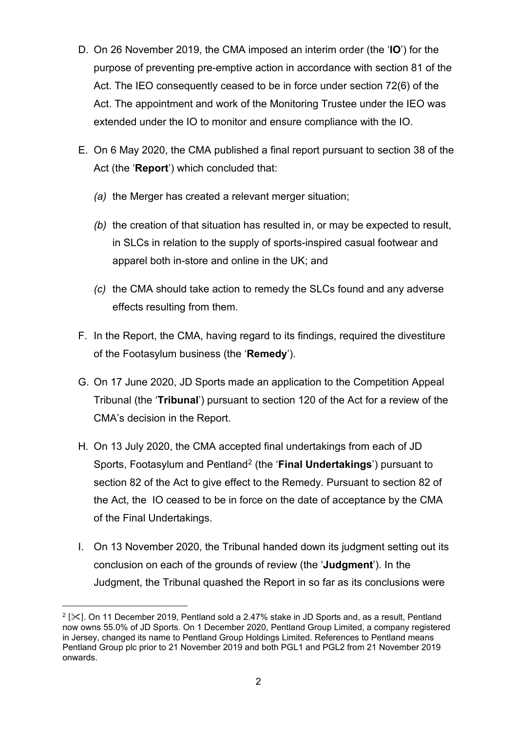D. On 26 November 2019, the CMA imposed an interim order (the '**IO**') for the purpose of preventing pre-emptive action in accordance with section 81 of the Act. The IEO consequently ceased to be in force under section 72(6) of the Act. The appointment and work of the Monitoring Trustee under the IEO was extended under the IO to monitor and ensure compliance with the IO.

E. On 6 May 2020, the CMA published a final report pursuant to section 38 of the Act (the '**Report**') which concluded that:

   *(a)* the Merger has created a relevant merger situation;

   *(b)* the creation of that situation has resulted in, or may be expected to result, in SLCs in relation to the supply of sports-inspired casual footwear and apparel both in-store and online in the UK; and

   *(c)* the CMA should take action to remedy the SLCs found and any adverse effects resulting from them.

F. In the Report, the CMA, having regard to its findings, required the divestiture of the Footasylum business (the '**Remedy**').

G. On 17 June 2020, JD Sports made an application to the Competition Appeal Tribunal (the '**Tribunal**') pursuant to section 120 of the Act for a review of the CMA's decision in the Report.

H. On 13 July 2020, the CMA accepted final undertakings from each of JD Sports, Footasylum and Pentland[2] (the '**Final Undertakings**') pursuant to section 82 of the Act to give effect to the Remedy. Pursuant to section 82 of the Act, the IO ceased to be in force on the date of acceptance by the CMA of the Final Undertakings.

I. On 13 November 2020, the Tribunal handed down its judgment setting out its conclusion on each of the grounds of review (the '**Judgment**'). In the Judgment, the Tribunal quashed the Report in so far as its conclusions were

---

[2] [✂]. On 11 December 2019, Pentland sold a 2.47% stake in JD Sports and, as a result, Pentland now owns 55.0% of JD Sports. On 1 December 2020, Pentland Group Limited, a company registered in Jersey, changed its name to Pentland Group Holdings Limited. References to Pentland means Pentland Group plc prior to 21 November 2019 and both PGL1 and PGL2 from 21 November 2019 onwards.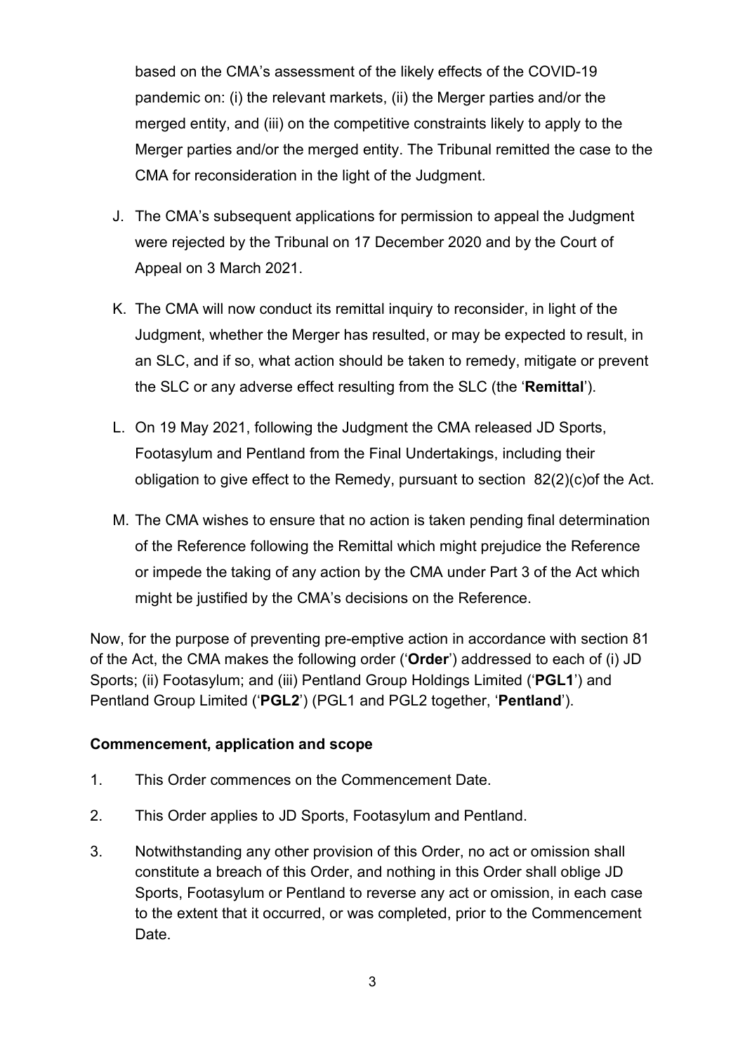based on the CMA's assessment of the likely effects of the COVID-19 pandemic on: (i) the relevant markets, (ii) the Merger parties and/or the merged entity, and (iii) on the competitive constraints likely to apply to the Merger parties and/or the merged entity. The Tribunal remitted the case to the CMA for reconsideration in the light of the Judgment.

J. The CMA's subsequent applications for permission to appeal the Judgment were rejected by the Tribunal on 17 December 2020 and by the Court of Appeal on 3 March 2021.

K. The CMA will now conduct its remittal inquiry to reconsider, in light of the Judgment, whether the Merger has resulted, or may be expected to result, in an SLC, and if so, what action should be taken to remedy, mitigate or prevent the SLC or any adverse effect resulting from the SLC (the '**Remittal**').

L. On 19 May 2021, following the Judgment the CMA released JD Sports, Footasylum and Pentland from the Final Undertakings, including their obligation to give effect to the Remedy, pursuant to section 82(2)(c)of the Act.

M. The CMA wishes to ensure that no action is taken pending final determination of the Reference following the Remittal which might prejudice the Reference or impede the taking of any action by the CMA under Part 3 of the Act which might be justified by the CMA's decisions on the Reference.

Now, for the purpose of preventing pre-emptive action in accordance with section 81 of the Act, the CMA makes the following order ('**Order**') addressed to each of (i) JD Sports; (ii) Footasylum; and (iii) Pentland Group Holdings Limited ('**PGL1**') and Pentland Group Limited ('**PGL2**') (PGL1 and PGL2 together, '**Pentland**').

**Commencement, application and scope**

1. This Order commences on the Commencement Date.

2. This Order applies to JD Sports, Footasylum and Pentland.

3. Notwithstanding any other provision of this Order, no act or omission shall constitute a breach of this Order, and nothing in this Order shall oblige JD Sports, Footasylum or Pentland to reverse any act or omission, in each case to the extent that it occurred, or was completed, prior to the Commencement Date.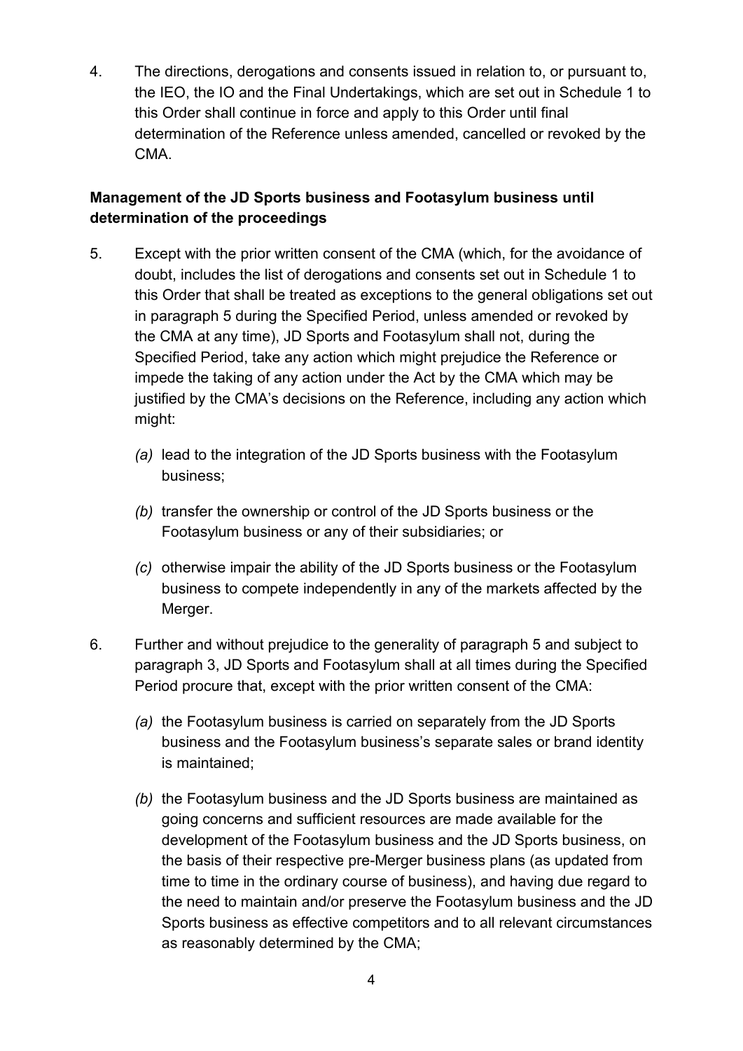4. The directions, derogations and consents issued in relation to, or pursuant to, the IEO, the IO and the Final Undertakings, which are set out in Schedule 1 to this Order shall continue in force and apply to this Order until final determination of the Reference unless amended, cancelled or revoked by the CMA.

**Management of the JD Sports business and Footasylum business until determination of the proceedings**

5. Except with the prior written consent of the CMA (which, for the avoidance of doubt, includes the list of derogations and consents set out in Schedule 1 to this Order that shall be treated as exceptions to the general obligations set out in paragraph 5 during the Specified Period, unless amended or revoked by the CMA at any time), JD Sports and Footasylum shall not, during the Specified Period, take any action which might prejudice the Reference or impede the taking of any action under the Act by the CMA which may be justified by the CMA's decisions on the Reference, including any action which might:

   *(a)* lead to the integration of the JD Sports business with the Footasylum business;

   *(b)* transfer the ownership or control of the JD Sports business or the Footasylum business or any of their subsidiaries; or

   *(c)* otherwise impair the ability of the JD Sports business or the Footasylum business to compete independently in any of the markets affected by the Merger.

6. Further and without prejudice to the generality of paragraph 5 and subject to paragraph 3, JD Sports and Footasylum shall at all times during the Specified Period procure that, except with the prior written consent of the CMA:

   *(a)* the Footasylum business is carried on separately from the JD Sports business and the Footasylum business's separate sales or brand identity is maintained;

   *(b)* the Footasylum business and the JD Sports business are maintained as going concerns and sufficient resources are made available for the development of the Footasylum business and the JD Sports business, on the basis of their respective pre-Merger business plans (as updated from time to time in the ordinary course of business), and having due regard to the need to maintain and/or preserve the Footasylum business and the JD Sports business as effective competitors and to all relevant circumstances as reasonably determined by the CMA;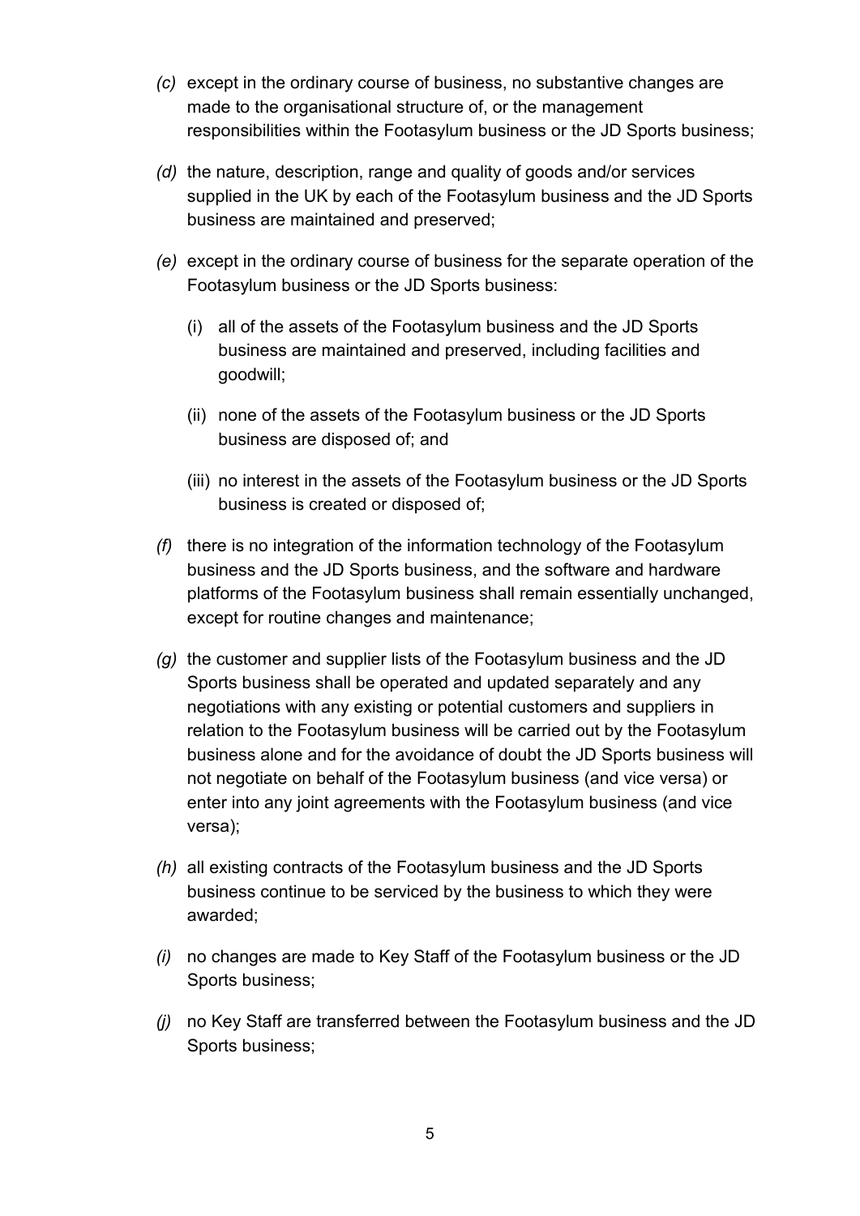*(c)* except in the ordinary course of business, no substantive changes are made to the organisational structure of, or the management responsibilities within the Footasylum business or the JD Sports business;

*(d)* the nature, description, range and quality of goods and/or services supplied in the UK by each of the Footasylum business and the JD Sports business are maintained and preserved;

*(e)* except in the ordinary course of business for the separate operation of the Footasylum business or the JD Sports business:

  (i) all of the assets of the Footasylum business and the JD Sports business are maintained and preserved, including facilities and goodwill;

  (ii) none of the assets of the Footasylum business or the JD Sports business are disposed of; and

  (iii) no interest in the assets of the Footasylum business or the JD Sports business is created or disposed of;

*(f)* there is no integration of the information technology of the Footasylum business and the JD Sports business, and the software and hardware platforms of the Footasylum business shall remain essentially unchanged, except for routine changes and maintenance;

*(g)* the customer and supplier lists of the Footasylum business and the JD Sports business shall be operated and updated separately and any negotiations with any existing or potential customers and suppliers in relation to the Footasylum business will be carried out by the Footasylum business alone and for the avoidance of doubt the JD Sports business will not negotiate on behalf of the Footasylum business (and vice versa) or enter into any joint agreements with the Footasylum business (and vice versa);

*(h)* all existing contracts of the Footasylum business and the JD Sports business continue to be serviced by the business to which they were awarded;

*(i)* no changes are made to Key Staff of the Footasylum business or the JD Sports business;

*(j)* no Key Staff are transferred between the Footasylum business and the JD Sports business;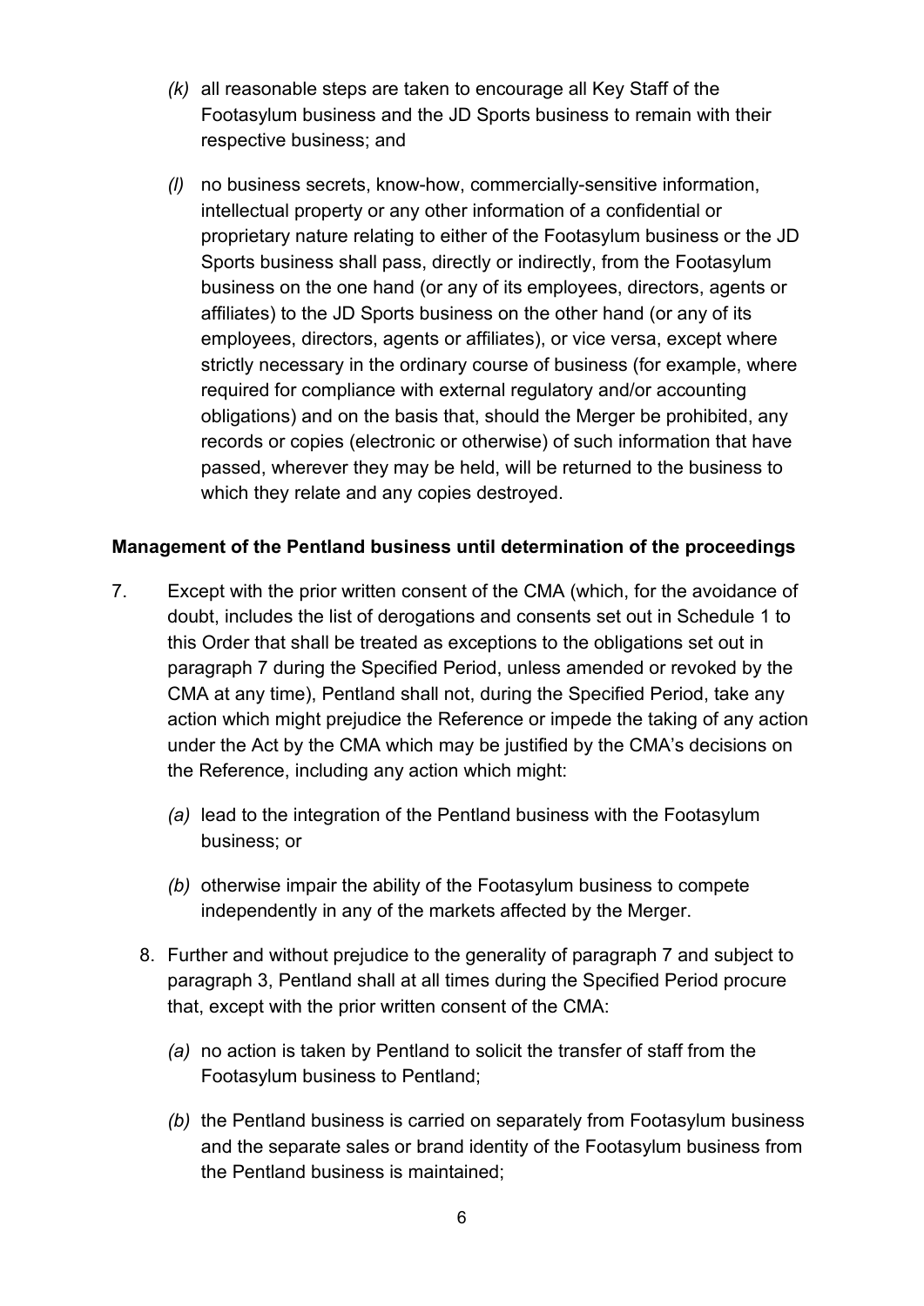*(k)* all reasonable steps are taken to encourage all Key Staff of the Footasylum business and the JD Sports business to remain with their respective business; and

*(l)* no business secrets, know-how, commercially-sensitive information, intellectual property or any other information of a confidential or proprietary nature relating to either of the Footasylum business or the JD Sports business shall pass, directly or indirectly, from the Footasylum business on the one hand (or any of its employees, directors, agents or affiliates) to the JD Sports business on the other hand (or any of its employees, directors, agents or affiliates), or vice versa, except where strictly necessary in the ordinary course of business (for example, where required for compliance with external regulatory and/or accounting obligations) and on the basis that, should the Merger be prohibited, any records or copies (electronic or otherwise) of such information that have passed, wherever they may be held, will be returned to the business to which they relate and any copies destroyed.

**Management of the Pentland business until determination of the proceedings**

7. Except with the prior written consent of the CMA (which, for the avoidance of doubt, includes the list of derogations and consents set out in Schedule 1 to this Order that shall be treated as exceptions to the obligations set out in paragraph 7 during the Specified Period, unless amended or revoked by the CMA at any time), Pentland shall not, during the Specified Period, take any action which might prejudice the Reference or impede the taking of any action under the Act by the CMA which may be justified by the CMA's decisions on the Reference, including any action which might:

   *(a)* lead to the integration of the Pentland business with the Footasylum business; or

   *(b)* otherwise impair the ability of the Footasylum business to compete independently in any of the markets affected by the Merger.

8. Further and without prejudice to the generality of paragraph 7 and subject to paragraph 3, Pentland shall at all times during the Specified Period procure that, except with the prior written consent of the CMA:

   *(a)* no action is taken by Pentland to solicit the transfer of staff from the Footasylum business to Pentland;

   *(b)* the Pentland business is carried on separately from Footasylum business and the separate sales or brand identity of the Footasylum business from the Pentland business is maintained;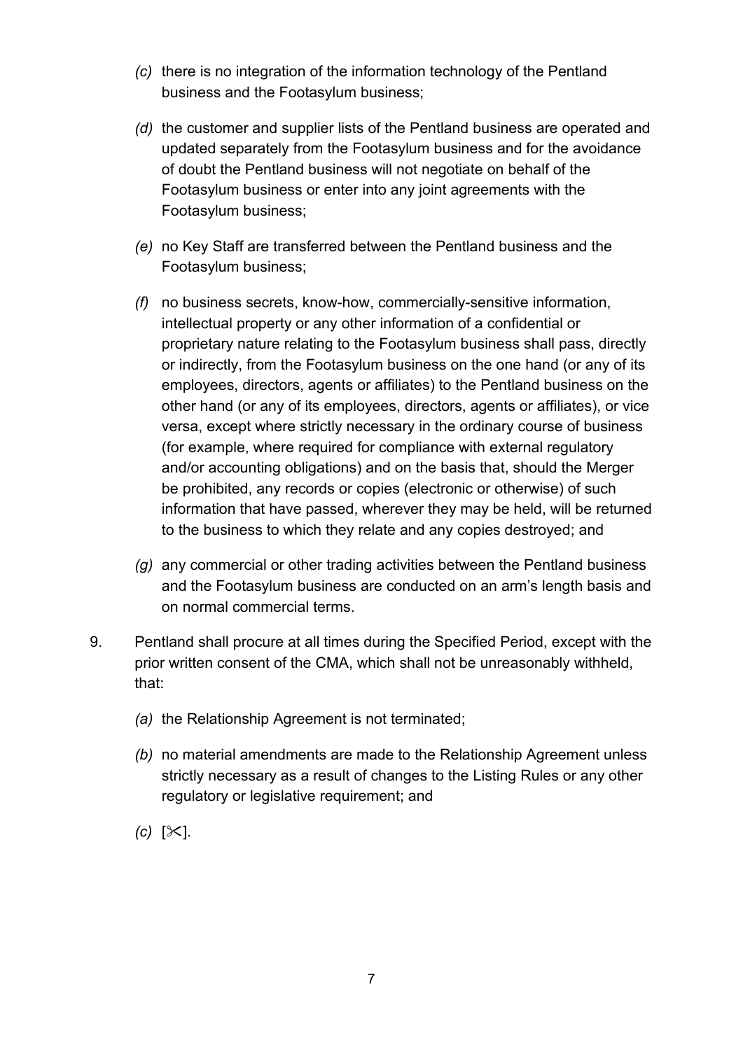*(c)* there is no integration of the information technology of the Pentland business and the Footasylum business;

*(d)* the customer and supplier lists of the Pentland business are operated and updated separately from the Footasylum business and for the avoidance of doubt the Pentland business will not negotiate on behalf of the Footasylum business or enter into any joint agreements with the Footasylum business;

*(e)* no Key Staff are transferred between the Pentland business and the Footasylum business;

*(f)* no business secrets, know-how, commercially-sensitive information, intellectual property or any other information of a confidential or proprietary nature relating to the Footasylum business shall pass, directly or indirectly, from the Footasylum business on the one hand (or any of its employees, directors, agents or affiliates) to the Pentland business on the other hand (or any of its employees, directors, agents or affiliates), or vice versa, except where strictly necessary in the ordinary course of business (for example, where required for compliance with external regulatory and/or accounting obligations) and on the basis that, should the Merger be prohibited, any records or copies (electronic or otherwise) of such information that have passed, wherever they may be held, will be returned to the business to which they relate and any copies destroyed; and

*(g)* any commercial or other trading activities between the Pentland business and the Footasylum business are conducted on an arm's length basis and on normal commercial terms.

9. Pentland shall procure at all times during the Specified Period, except with the prior written consent of the CMA, which shall not be unreasonably withheld, that:

   *(a)* the Relationship Agreement is not terminated;

   *(b)* no material amendments are made to the Relationship Agreement unless strictly necessary as a result of changes to the Listing Rules or any other regulatory or legislative requirement; and

   *(c)* [✂].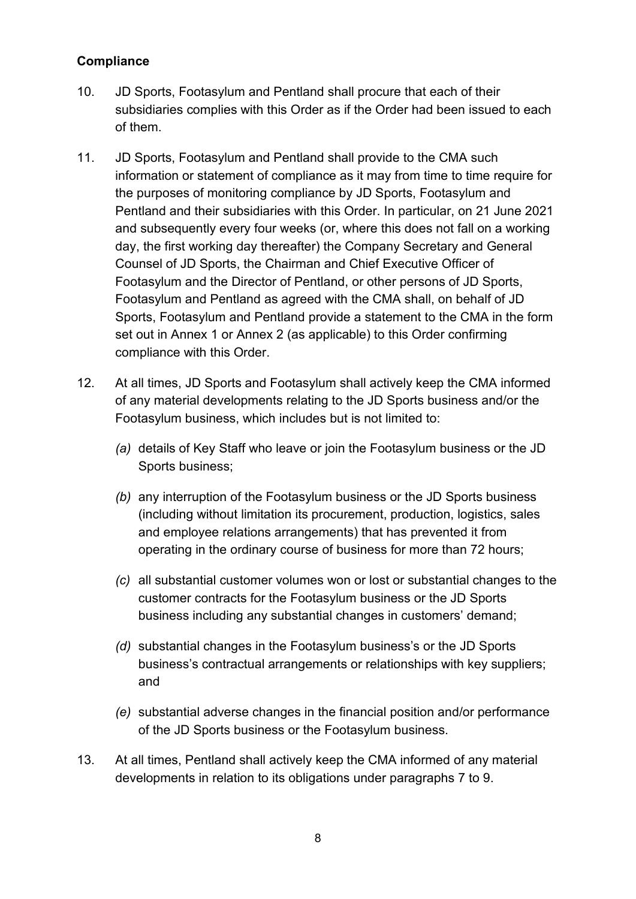**Compliance**

10. JD Sports, Footasylum and Pentland shall procure that each of their subsidiaries complies with this Order as if the Order had been issued to each of them.

11. JD Sports, Footasylum and Pentland shall provide to the CMA such information or statement of compliance as it may from time to time require for the purposes of monitoring compliance by JD Sports, Footasylum and Pentland and their subsidiaries with this Order. In particular, on 21 June 2021 and subsequently every four weeks (or, where this does not fall on a working day, the first working day thereafter) the Company Secretary and General Counsel of JD Sports, the Chairman and Chief Executive Officer of Footasylum and the Director of Pentland, or other persons of JD Sports, Footasylum and Pentland as agreed with the CMA shall, on behalf of JD Sports, Footasylum and Pentland provide a statement to the CMA in the form set out in Annex 1 or Annex 2 (as applicable) to this Order confirming compliance with this Order.

12. At all times, JD Sports and Footasylum shall actively keep the CMA informed of any material developments relating to the JD Sports business and/or the Footasylum business, which includes but is not limited to:

    *(a)* details of Key Staff who leave or join the Footasylum business or the JD Sports business;

    *(b)* any interruption of the Footasylum business or the JD Sports business (including without limitation its procurement, production, logistics, sales and employee relations arrangements) that has prevented it from operating in the ordinary course of business for more than 72 hours;

    *(c)* all substantial customer volumes won or lost or substantial changes to the customer contracts for the Footasylum business or the JD Sports business including any substantial changes in customers' demand;

    *(d)* substantial changes in the Footasylum business's or the JD Sports business's contractual arrangements or relationships with key suppliers; and

    *(e)* substantial adverse changes in the financial position and/or performance of the JD Sports business or the Footasylum business.

13. At all times, Pentland shall actively keep the CMA informed of any material developments in relation to its obligations under paragraphs 7 to 9.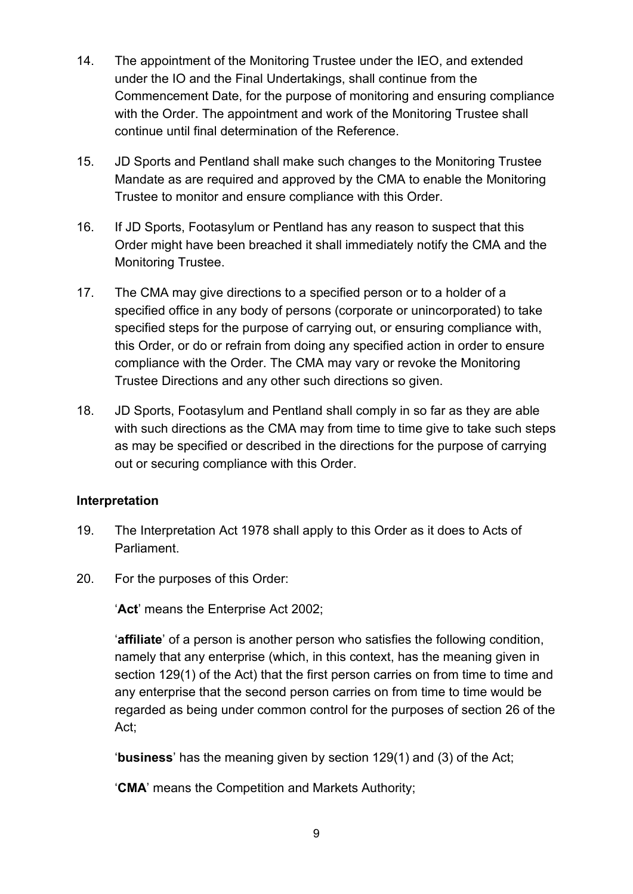14. The appointment of the Monitoring Trustee under the IEO, and extended under the IO and the Final Undertakings, shall continue from the Commencement Date, for the purpose of monitoring and ensuring compliance with the Order. The appointment and work of the Monitoring Trustee shall continue until final determination of the Reference.

15. JD Sports and Pentland shall make such changes to the Monitoring Trustee Mandate as are required and approved by the CMA to enable the Monitoring Trustee to monitor and ensure compliance with this Order.

16. If JD Sports, Footasylum or Pentland has any reason to suspect that this Order might have been breached it shall immediately notify the CMA and the Monitoring Trustee.

17. The CMA may give directions to a specified person or to a holder of a specified office in any body of persons (corporate or unincorporated) to take specified steps for the purpose of carrying out, or ensuring compliance with, this Order, or do or refrain from doing any specified action in order to ensure compliance with the Order. The CMA may vary or revoke the Monitoring Trustee Directions and any other such directions so given.

18. JD Sports, Footasylum and Pentland shall comply in so far as they are able with such directions as the CMA may from time to time give to take such steps as may be specified or described in the directions for the purpose of carrying out or securing compliance with this Order.

**Interpretation**

19. The Interpretation Act 1978 shall apply to this Order as it does to Acts of Parliament.

20. For the purposes of this Order:

'**Act**' means the Enterprise Act 2002;

'**affiliate**' of a person is another person who satisfies the following condition, namely that any enterprise (which, in this context, has the meaning given in section 129(1) of the Act) that the first person carries on from time to time and any enterprise that the second person carries on from time to time would be regarded as being under common control for the purposes of section 26 of the Act;

'**business**' has the meaning given by section 129(1) and (3) of the Act;

'**CMA**' means the Competition and Markets Authority;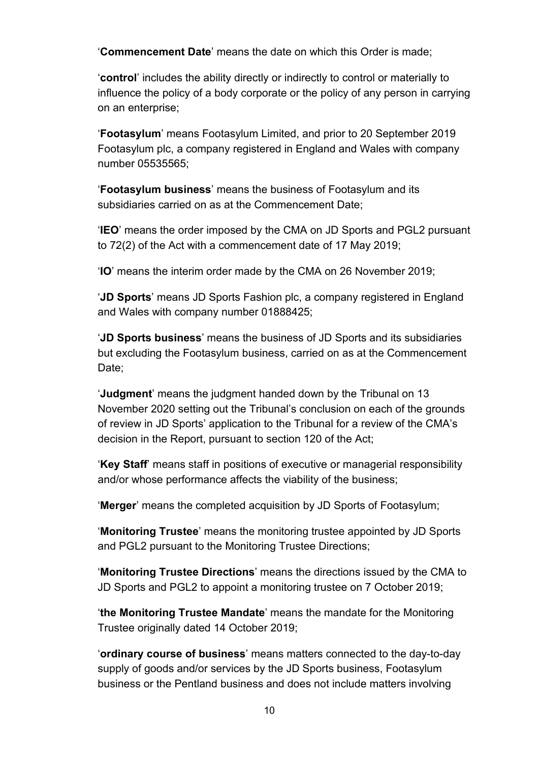'**Commencement Date**' means the date on which this Order is made;

'**control**' includes the ability directly or indirectly to control or materially to influence the policy of a body corporate or the policy of any person in carrying on an enterprise;

'**Footasylum**' means Footasylum Limited, and prior to 20 September 2019 Footasylum plc, a company registered in England and Wales with company number 05535565;

'**Footasylum business**' means the business of Footasylum and its subsidiaries carried on as at the Commencement Date;

'**IEO**' means the order imposed by the CMA on JD Sports and PGL2 pursuant to 72(2) of the Act with a commencement date of 17 May 2019;

'**IO**' means the interim order made by the CMA on 26 November 2019;

'**JD Sports**' means JD Sports Fashion plc, a company registered in England and Wales with company number 01888425;

'**JD Sports business**' means the business of JD Sports and its subsidiaries but excluding the Footasylum business, carried on as at the Commencement Date;

'**Judgment**' means the judgment handed down by the Tribunal on 13 November 2020 setting out the Tribunal's conclusion on each of the grounds of review in JD Sports' application to the Tribunal for a review of the CMA's decision in the Report, pursuant to section 120 of the Act;

'**Key Staff**' means staff in positions of executive or managerial responsibility and/or whose performance affects the viability of the business;

'**Merger**' means the completed acquisition by JD Sports of Footasylum;

'**Monitoring Trustee**' means the monitoring trustee appointed by JD Sports and PGL2 pursuant to the Monitoring Trustee Directions;

'**Monitoring Trustee Directions**' means the directions issued by the CMA to JD Sports and PGL2 to appoint a monitoring trustee on 7 October 2019;

'**the Monitoring Trustee Mandate**' means the mandate for the Monitoring Trustee originally dated 14 October 2019;

'**ordinary course of business**' means matters connected to the day-to-day supply of goods and/or services by the JD Sports business, Footasylum business or the Pentland business and does not include matters involving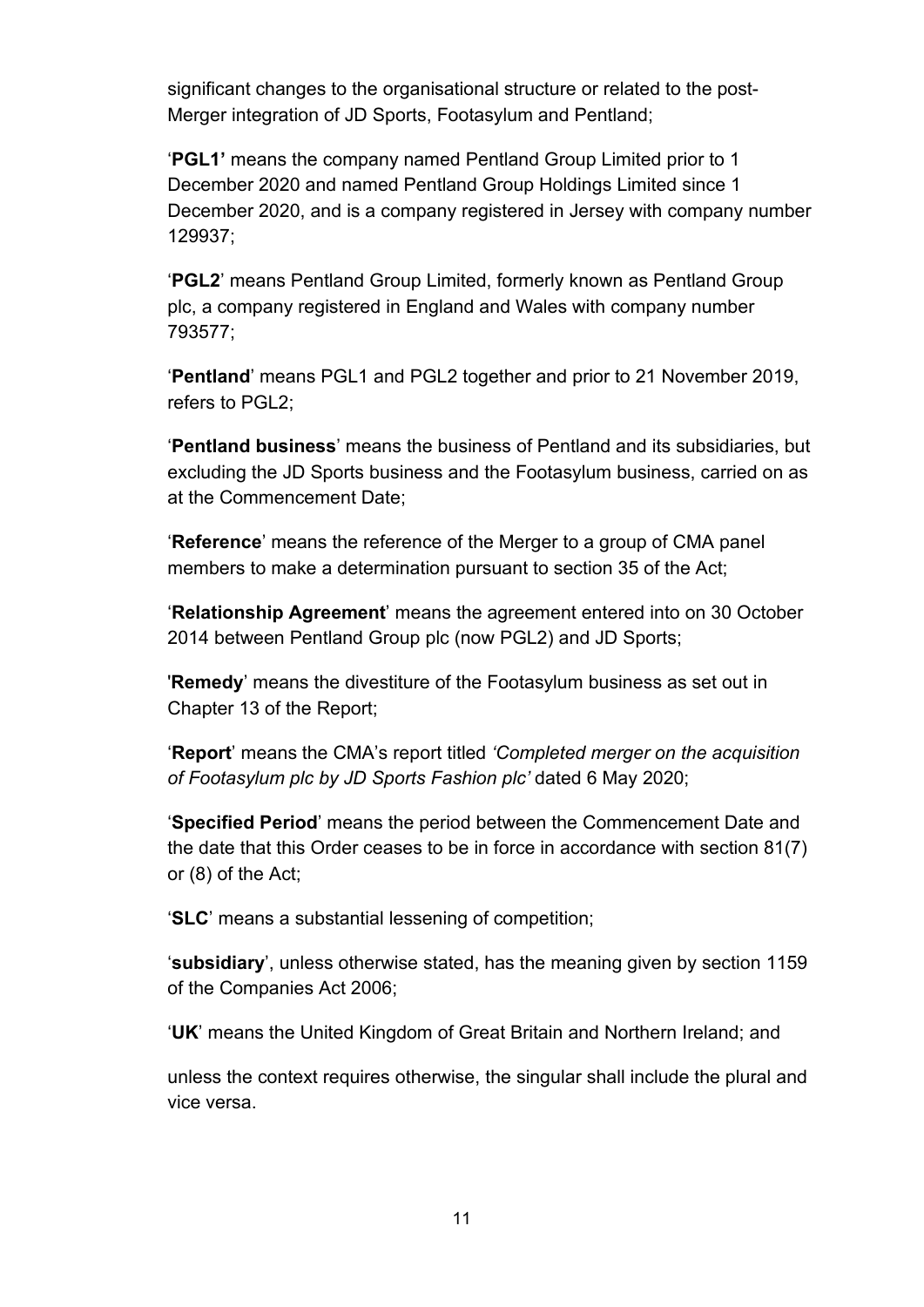significant changes to the organisational structure or related to the post-Merger integration of JD Sports, Footasylum and Pentland;

'**PGL1'** means the company named Pentland Group Limited prior to 1 December 2020 and named Pentland Group Holdings Limited since 1 December 2020, and is a company registered in Jersey with company number 129937;

'**PGL2**' means Pentland Group Limited, formerly known as Pentland Group plc, a company registered in England and Wales with company number 793577;

'**Pentland**' means PGL1 and PGL2 together and prior to 21 November 2019, refers to PGL2;

'**Pentland business**' means the business of Pentland and its subsidiaries, but excluding the JD Sports business and the Footasylum business, carried on as at the Commencement Date;

'**Reference**' means the reference of the Merger to a group of CMA panel members to make a determination pursuant to section 35 of the Act;

'**Relationship Agreement**' means the agreement entered into on 30 October 2014 between Pentland Group plc (now PGL2) and JD Sports;

'**Remedy**' means the divestiture of the Footasylum business as set out in Chapter 13 of the Report;

'**Report**' means the CMA's report titled *'Completed merger on the acquisition of Footasylum plc by JD Sports Fashion plc'* dated 6 May 2020;

'**Specified Period**' means the period between the Commencement Date and the date that this Order ceases to be in force in accordance with section 81(7) or (8) of the Act;

'**SLC**' means a substantial lessening of competition;

'**subsidiary**', unless otherwise stated, has the meaning given by section 1159 of the Companies Act 2006;

'**UK**' means the United Kingdom of Great Britain and Northern Ireland; and

unless the context requires otherwise, the singular shall include the plural and vice versa.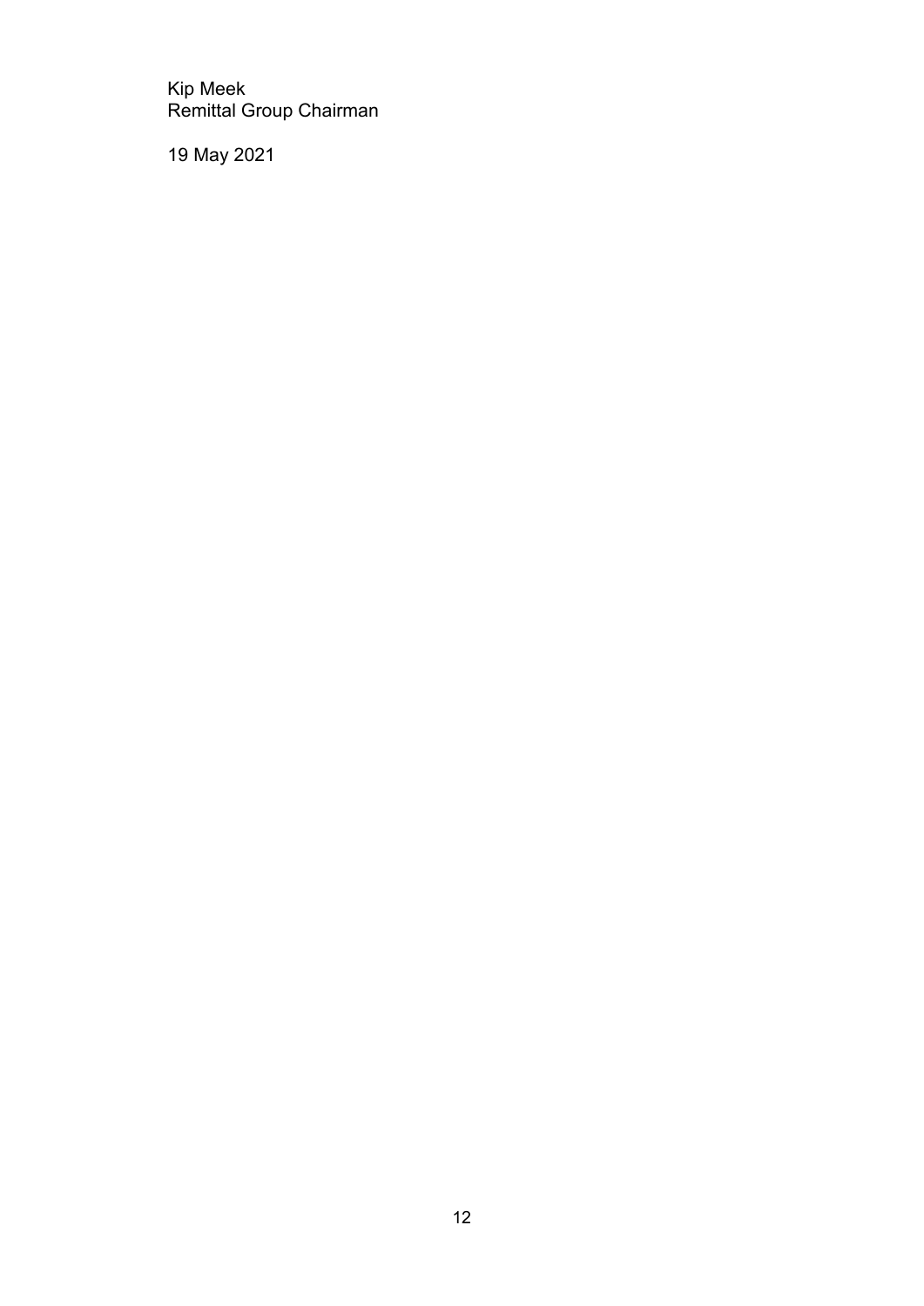Kip Meek
Remittal Group Chairman

19 May 2021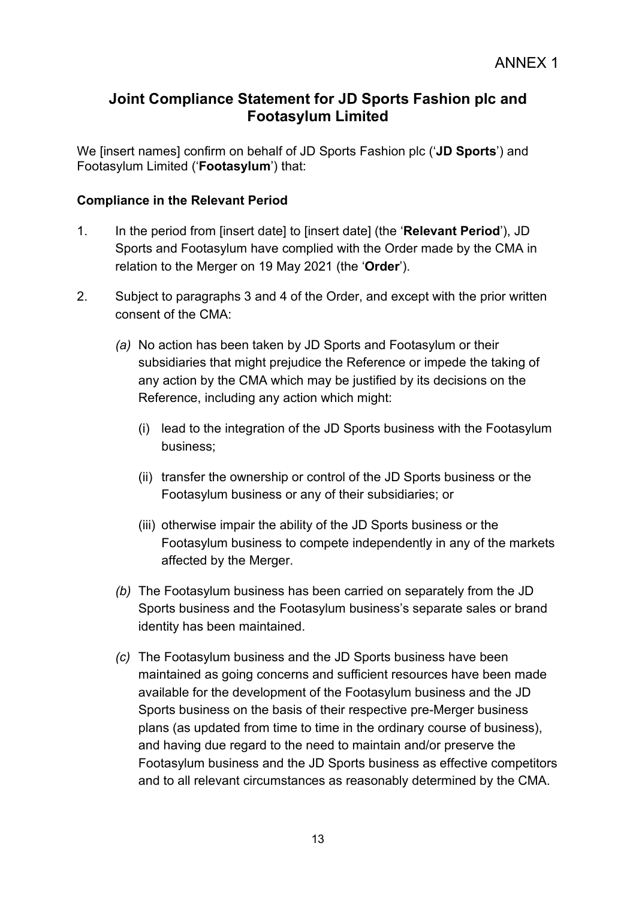ANNEX 1

# Joint Compliance Statement for JD Sports Fashion plc and Footasylum Limited

We [insert names] confirm on behalf of JD Sports Fashion plc ('**JD Sports**') and Footasylum Limited ('**Footasylum**') that:

### Compliance in the Relevant Period

1. In the period from [insert date] to [insert date] (the '**Relevant Period**'), JD Sports and Footasylum have complied with the Order made by the CMA in relation to the Merger on 19 May 2021 (the '**Order**').

2. Subject to paragraphs 3 and 4 of the Order, and except with the prior written consent of the CMA:

   *(a)* No action has been taken by JD Sports and Footasylum or their subsidiaries that might prejudice the Reference or impede the taking of any action by the CMA which may be justified by its decisions on the Reference, including any action which might:

   (i) lead to the integration of the JD Sports business with the Footasylum business;

   (ii) transfer the ownership or control of the JD Sports business or the Footasylum business or any of their subsidiaries; or

   (iii) otherwise impair the ability of the JD Sports business or the Footasylum business to compete independently in any of the markets affected by the Merger.

   *(b)* The Footasylum business has been carried on separately from the JD Sports business and the Footasylum business's separate sales or brand identity has been maintained.

   *(c)* The Footasylum business and the JD Sports business have been maintained as going concerns and sufficient resources have been made available for the development of the Footasylum business and the JD Sports business on the basis of their respective pre-Merger business plans (as updated from time to time in the ordinary course of business), and having due regard to the need to maintain and/or preserve the Footasylum business and the JD Sports business as effective competitors and to all relevant circumstances as reasonably determined by the CMA.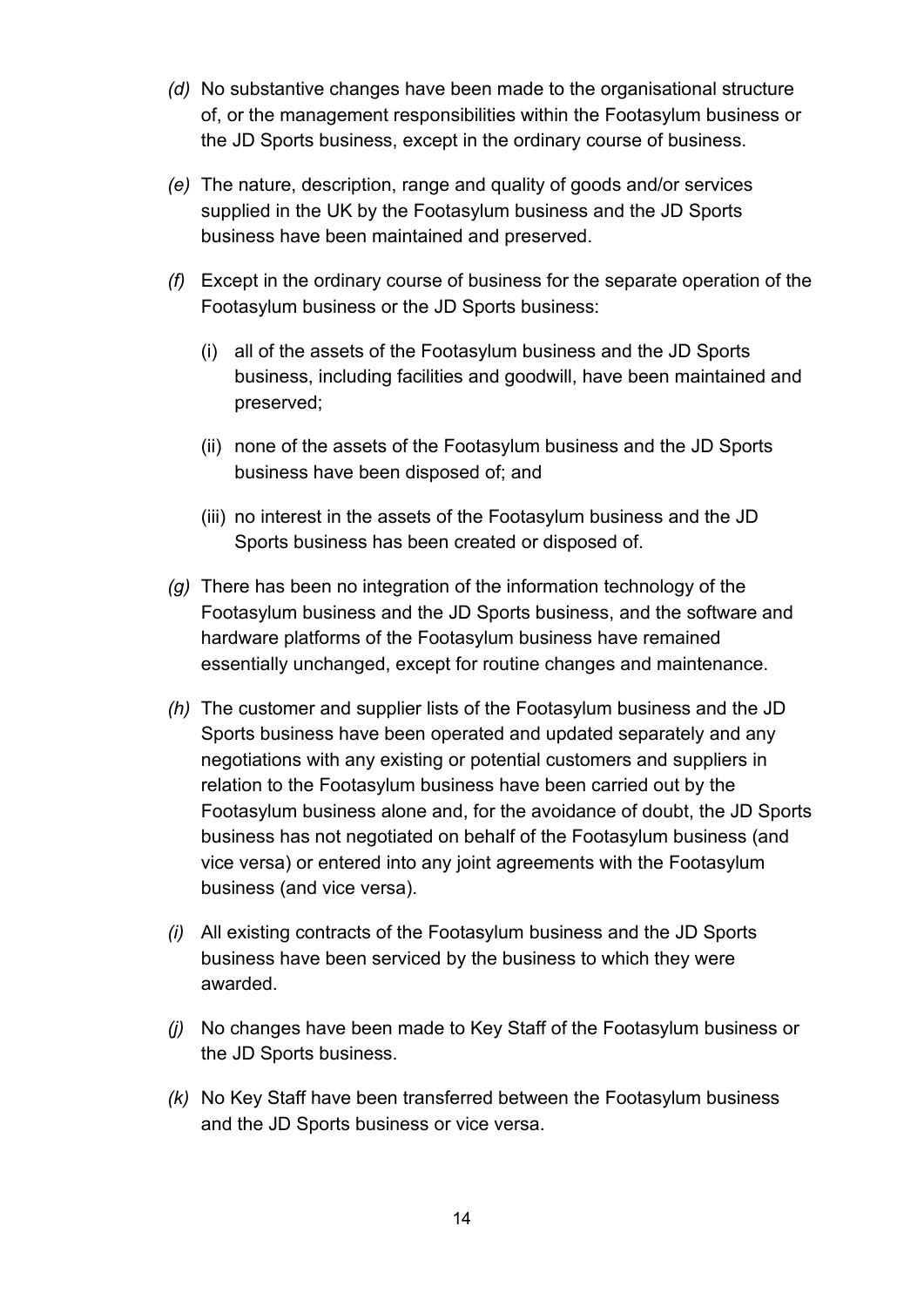*(d)* No substantive changes have been made to the organisational structure of, or the management responsibilities within the Footasylum business or the JD Sports business, except in the ordinary course of business.

*(e)* The nature, description, range and quality of goods and/or services supplied in the UK by the Footasylum business and the JD Sports business have been maintained and preserved.

*(f)* Except in the ordinary course of business for the separate operation of the Footasylum business or the JD Sports business:

   (i) all of the assets of the Footasylum business and the JD Sports business, including facilities and goodwill, have been maintained and preserved;

   (ii) none of the assets of the Footasylum business and the JD Sports business have been disposed of; and

   (iii) no interest in the assets of the Footasylum business and the JD Sports business has been created or disposed of.

*(g)* There has been no integration of the information technology of the Footasylum business and the JD Sports business, and the software and hardware platforms of the Footasylum business have remained essentially unchanged, except for routine changes and maintenance.

*(h)* The customer and supplier lists of the Footasylum business and the JD Sports business have been operated and updated separately and any negotiations with any existing or potential customers and suppliers in relation to the Footasylum business have been carried out by the Footasylum business alone and, for the avoidance of doubt, the JD Sports business has not negotiated on behalf of the Footasylum business (and vice versa) or entered into any joint agreements with the Footasylum business (and vice versa).

*(i)* All existing contracts of the Footasylum business and the JD Sports business have been serviced by the business to which they were awarded.

*(j)* No changes have been made to Key Staff of the Footasylum business or the JD Sports business.

*(k)* No Key Staff have been transferred between the Footasylum business and the JD Sports business or vice versa.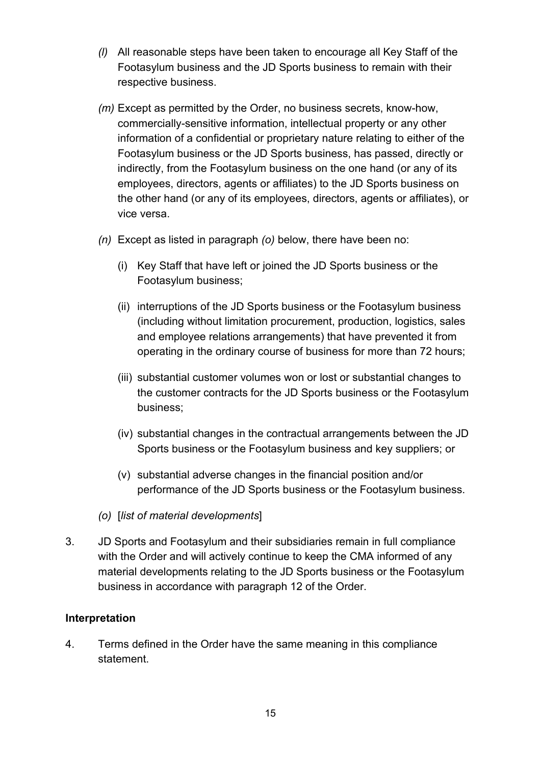*(l)* All reasonable steps have been taken to encourage all Key Staff of the Footasylum business and the JD Sports business to remain with their respective business.

*(m)* Except as permitted by the Order, no business secrets, know-how, commercially-sensitive information, intellectual property or any other information of a confidential or proprietary nature relating to either of the Footasylum business or the JD Sports business, has passed, directly or indirectly, from the Footasylum business on the one hand (or any of its employees, directors, agents or affiliates) to the JD Sports business on the other hand (or any of its employees, directors, agents or affiliates), or vice versa.

*(n)* Except as listed in paragraph *(o)* below, there have been no:

(i) Key Staff that have left or joined the JD Sports business or the Footasylum business;

(ii) interruptions of the JD Sports business or the Footasylum business (including without limitation procurement, production, logistics, sales and employee relations arrangements) that have prevented it from operating in the ordinary course of business for more than 72 hours;

(iii) substantial customer volumes won or lost or substantial changes to the customer contracts for the JD Sports business or the Footasylum business;

(iv) substantial changes in the contractual arrangements between the JD Sports business or the Footasylum business and key suppliers; or

(v) substantial adverse changes in the financial position and/or performance of the JD Sports business or the Footasylum business.

*(o)* [*list of material developments*]

3. JD Sports and Footasylum and their subsidiaries remain in full compliance with the Order and will actively continue to keep the CMA informed of any material developments relating to the JD Sports business or the Footasylum business in accordance with paragraph 12 of the Order.

**Interpretation**

4. Terms defined in the Order have the same meaning in this compliance statement.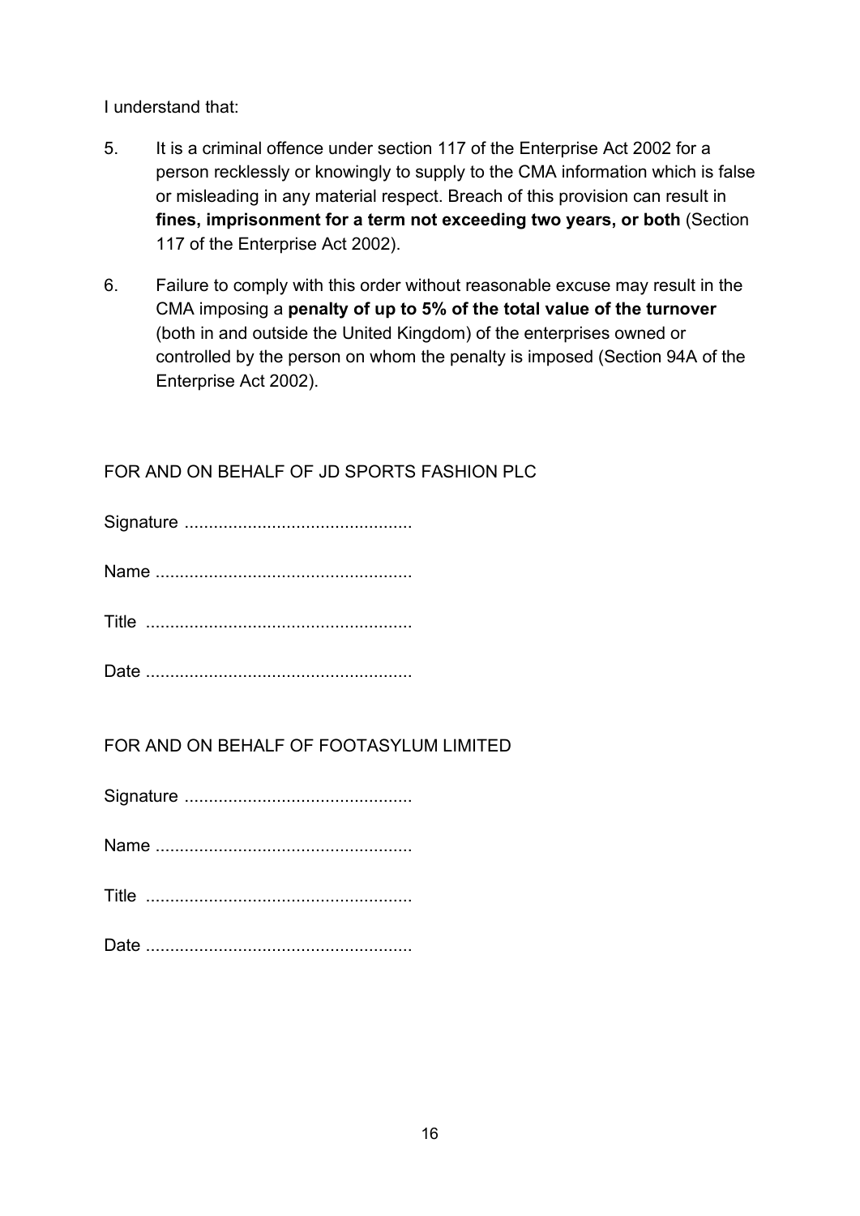I understand that:

5. It is a criminal offence under section 117 of the Enterprise Act 2002 for a person recklessly or knowingly to supply to the CMA information which is false or misleading in any material respect. Breach of this provision can result in **fines, imprisonment for a term not exceeding two years, or both** (Section 117 of the Enterprise Act 2002).

6. Failure to comply with this order without reasonable excuse may result in the CMA imposing a **penalty of up to 5% of the total value of the turnover** (both in and outside the United Kingdom) of the enterprises owned or controlled by the person on whom the penalty is imposed (Section 94A of the Enterprise Act 2002).

FOR AND ON BEHALF OF JD SPORTS FASHION PLC

Signature ..............................................

Name ....................................................

Title ......................................................

Date ......................................................

FOR AND ON BEHALF OF FOOTASYLUM LIMITED

Signature ..............................................

Name ....................................................

Title ......................................................

Date ......................................................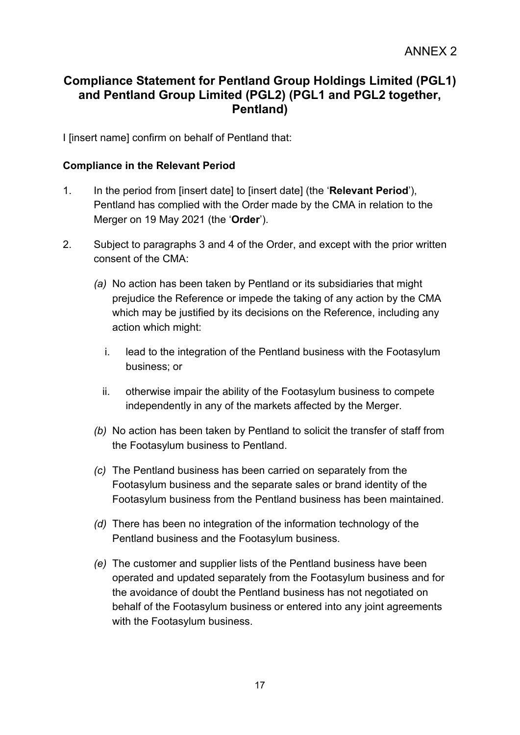ANNEX 2

## Compliance Statement for Pentland Group Holdings Limited (PGL1) and Pentland Group Limited (PGL2) (PGL1 and PGL2 together, Pentland)

I [insert name] confirm on behalf of Pentland that:

### Compliance in the Relevant Period

1. In the period from [insert date] to [insert date] (the '**Relevant Period**'), Pentland has complied with the Order made by the CMA in relation to the Merger on 19 May 2021 (the '**Order**').

2. Subject to paragraphs 3 and 4 of the Order, and except with the prior written consent of the CMA:

   *(a)* No action has been taken by Pentland or its subsidiaries that might prejudice the Reference or impede the taking of any action by the CMA which may be justified by its decisions on the Reference, including any action which might:

      i. lead to the integration of the Pentland business with the Footasylum business; or

      ii. otherwise impair the ability of the Footasylum business to compete independently in any of the markets affected by the Merger.

   *(b)* No action has been taken by Pentland to solicit the transfer of staff from the Footasylum business to Pentland.

   *(c)* The Pentland business has been carried on separately from the Footasylum business and the separate sales or brand identity of the Footasylum business from the Pentland business has been maintained.

   *(d)* There has been no integration of the information technology of the Pentland business and the Footasylum business.

   *(e)* The customer and supplier lists of the Pentland business have been operated and updated separately from the Footasylum business and for the avoidance of doubt the Pentland business has not negotiated on behalf of the Footasylum business or entered into any joint agreements with the Footasylum business.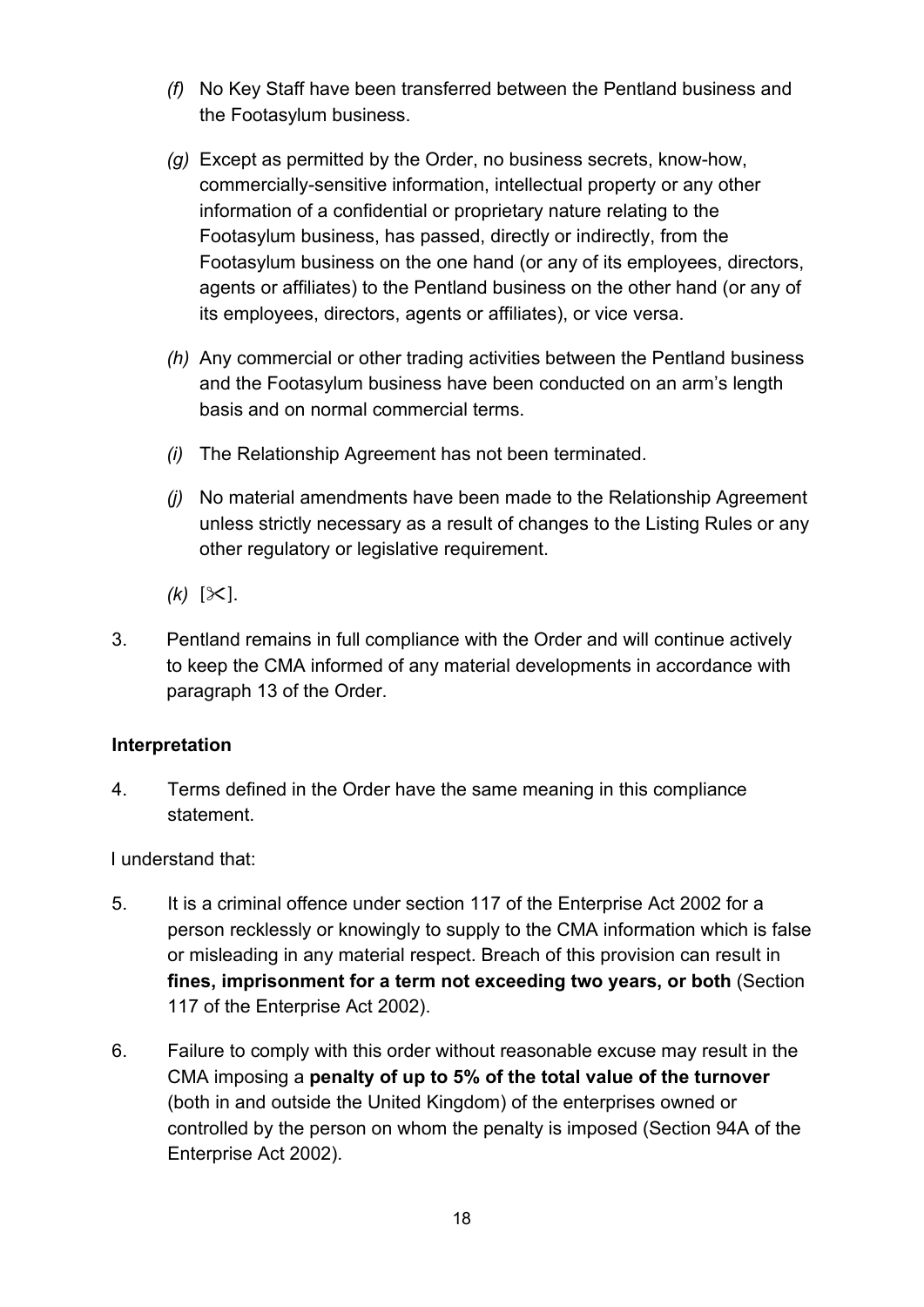*(f)* No Key Staff have been transferred between the Pentland business and the Footasylum business.

*(g)* Except as permitted by the Order, no business secrets, know-how, commercially-sensitive information, intellectual property or any other information of a confidential or proprietary nature relating to the Footasylum business, has passed, directly or indirectly, from the Footasylum business on the one hand (or any of its employees, directors, agents or affiliates) to the Pentland business on the other hand (or any of its employees, directors, agents or affiliates), or vice versa.

*(h)* Any commercial or other trading activities between the Pentland business and the Footasylum business have been conducted on an arm's length basis and on normal commercial terms.

*(i)* The Relationship Agreement has not been terminated.

*(j)* No material amendments have been made to the Relationship Agreement unless strictly necessary as a result of changes to the Listing Rules or any other regulatory or legislative requirement.

*(k)* [✂].

3. Pentland remains in full compliance with the Order and will continue actively to keep the CMA informed of any material developments in accordance with paragraph 13 of the Order.

**Interpretation**

4. Terms defined in the Order have the same meaning in this compliance statement.

I understand that:

5. It is a criminal offence under section 117 of the Enterprise Act 2002 for a person recklessly or knowingly to supply to the CMA information which is false or misleading in any material respect. Breach of this provision can result in **fines, imprisonment for a term not exceeding two years, or both** (Section 117 of the Enterprise Act 2002).

6. Failure to comply with this order without reasonable excuse may result in the CMA imposing a **penalty of up to 5% of the total value of the turnover** (both in and outside the United Kingdom) of the enterprises owned or controlled by the person on whom the penalty is imposed (Section 94A of the Enterprise Act 2002).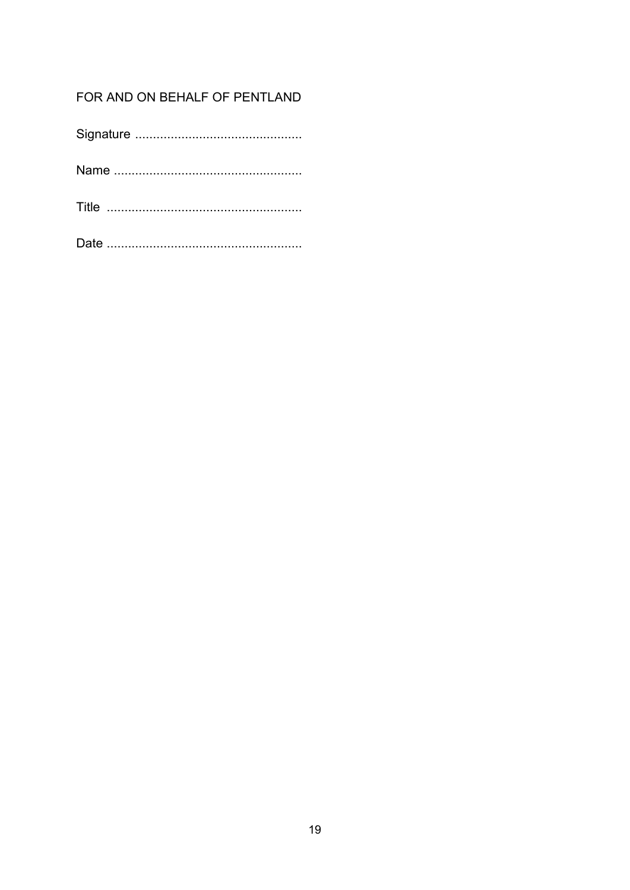FOR AND ON BEHALF OF PENTLAND

Signature ..............................................

Name ....................................................

Title ......................................................

Date ......................................................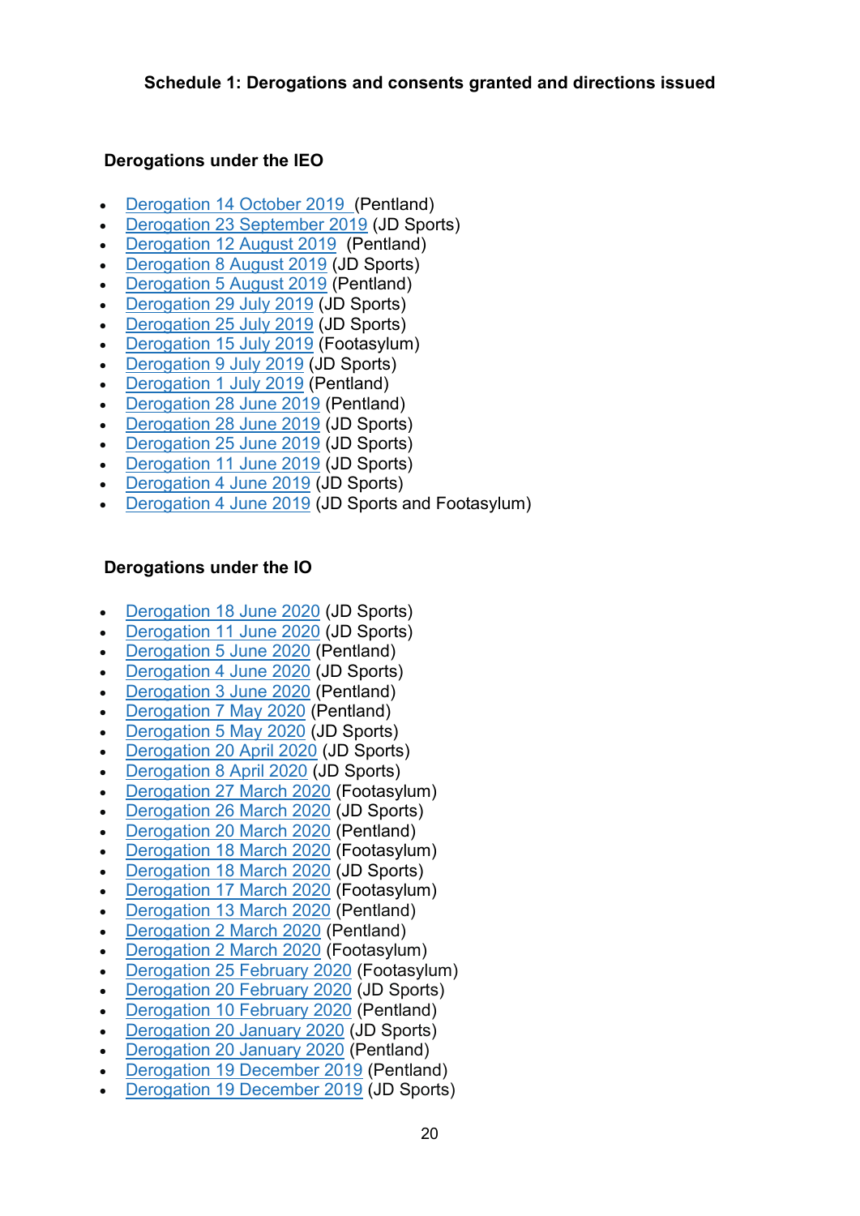## Schedule 1: Derogations and consents granted and directions issued

### Derogations under the IEO

- Derogation 14 October 2019 (Pentland)
- Derogation 23 September 2019 (JD Sports)
- Derogation 12 August 2019 (Pentland)
- Derogation 8 August 2019 (JD Sports)
- Derogation 5 August 2019 (Pentland)
- Derogation 29 July 2019 (JD Sports)
- Derogation 25 July 2019 (JD Sports)
- Derogation 15 July 2019 (Footasylum)
- Derogation 9 July 2019 (JD Sports)
- Derogation 1 July 2019 (Pentland)
- Derogation 28 June 2019 (Pentland)
- Derogation 28 June 2019 (JD Sports)
- Derogation 25 June 2019 (JD Sports)
- Derogation 11 June 2019 (JD Sports)
- Derogation 4 June 2019 (JD Sports)
- Derogation 4 June 2019 (JD Sports and Footasylum)

### Derogations under the IO

- Derogation 18 June 2020 (JD Sports)
- Derogation 11 June 2020 (JD Sports)
- Derogation 5 June 2020 (Pentland)
- Derogation 4 June 2020 (JD Sports)
- Derogation 3 June 2020 (Pentland)
- Derogation 7 May 2020 (Pentland)
- Derogation 5 May 2020 (JD Sports)
- Derogation 20 April 2020 (JD Sports)
- Derogation 8 April 2020 (JD Sports)
- Derogation 27 March 2020 (Footasylum)
- Derogation 26 March 2020 (JD Sports)
- Derogation 20 March 2020 (Pentland)
- Derogation 18 March 2020 (Footasylum)
- Derogation 18 March 2020 (JD Sports)
- Derogation 17 March 2020 (Footasylum)
- Derogation 13 March 2020 (Pentland)
- Derogation 2 March 2020 (Pentland)
- Derogation 2 March 2020 (Footasylum)
- Derogation 25 February 2020 (Footasylum)
- Derogation 20 February 2020 (JD Sports)
- Derogation 10 February 2020 (Pentland)
- Derogation 20 January 2020 (JD Sports)
- Derogation 20 January 2020 (Pentland)
- Derogation 19 December 2019 (Pentland)
- Derogation 19 December 2019 (JD Sports)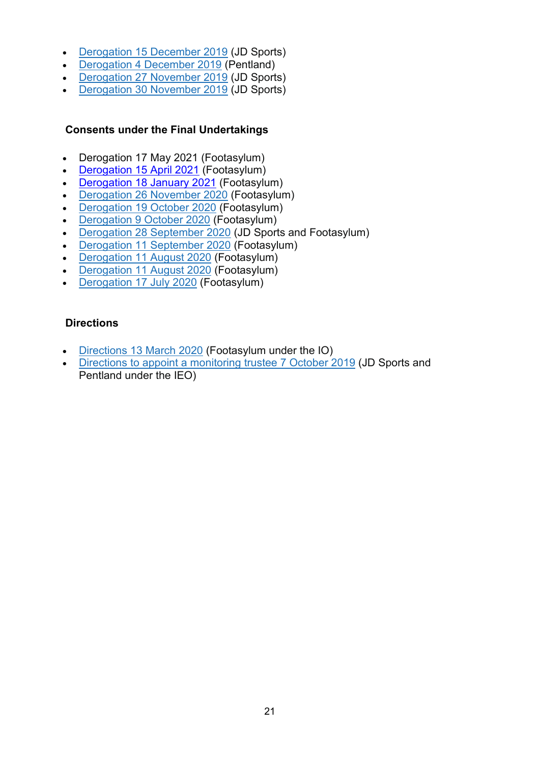- Derogation 15 December 2019 (JD Sports)
- Derogation 4 December 2019 (Pentland)
- Derogation 27 November 2019 (JD Sports)
- Derogation 30 November 2019 (JD Sports)

**Consents under the Final Undertakings**

- Derogation 17 May 2021 (Footasylum)
- Derogation 15 April 2021 (Footasylum)
- Derogation 18 January 2021 (Footasylum)
- Derogation 26 November 2020 (Footasylum)
- Derogation 19 October 2020 (Footasylum)
- Derogation 9 October 2020 (Footasylum)
- Derogation 28 September 2020 (JD Sports and Footasylum)
- Derogation 11 September 2020 (Footasylum)
- Derogation 11 August 2020 (Footasylum)
- Derogation 11 August 2020 (Footasylum)
- Derogation 17 July 2020 (Footasylum)

**Directions**

- Directions 13 March 2020 (Footasylum under the IO)
- Directions to appoint a monitoring trustee 7 October 2019 (JD Sports and Pentland under the IEO)